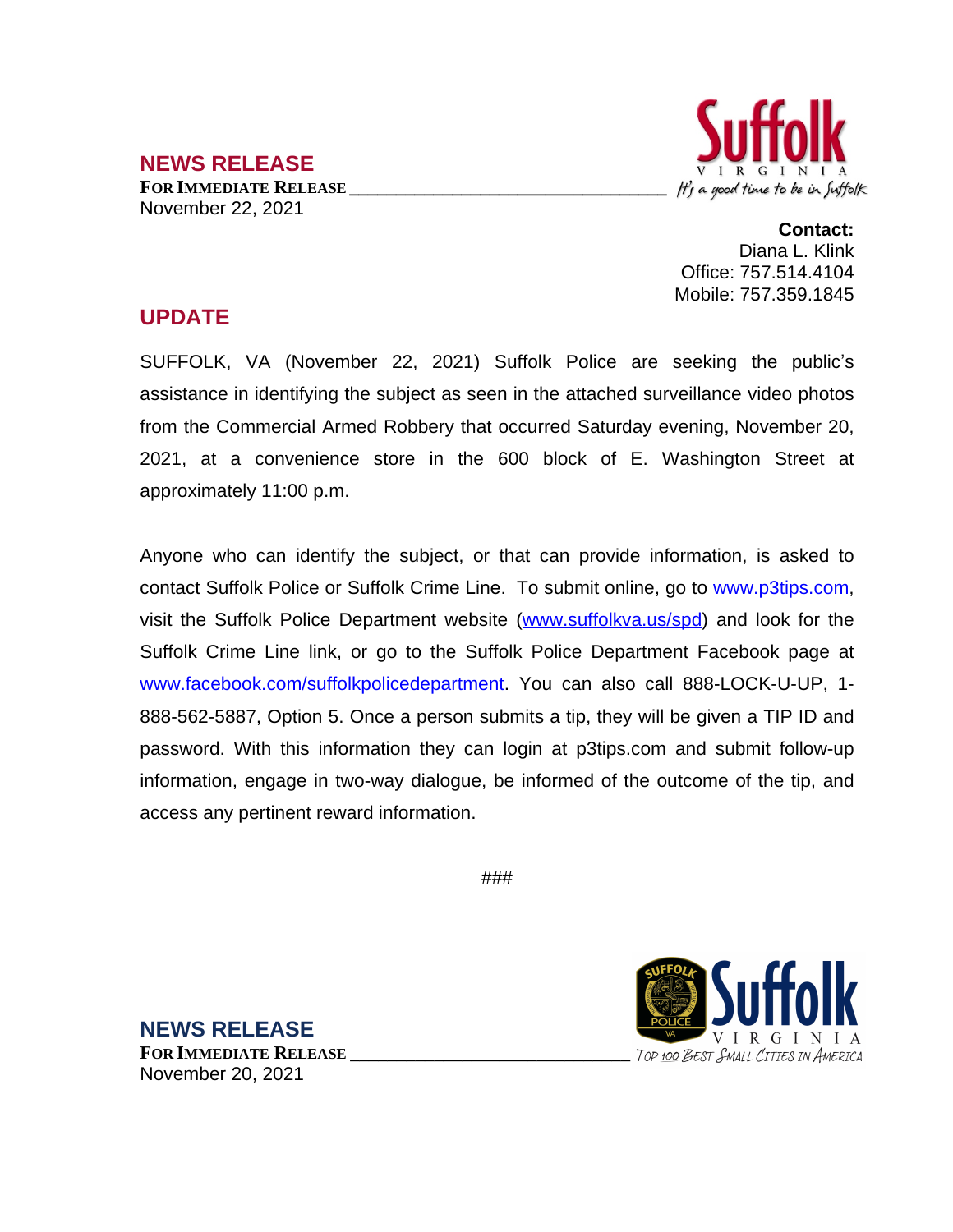## NEWS RELEASE

**FOR IMMEDIATE RELEASE**

November 22, 2021

Suffolk VIRGINIA *It's a good time to be in Suffolk*

**Contact:**
Diana L. Klink
Office: 757.514.4104
Mobile: 757.359.1845

## UPDATE

SUFFOLK, VA (November 22, 2021) Suffolk Police are seeking the public's assistance in identifying the subject as seen in the attached surveillance video photos from the Commercial Armed Robbery that occurred Saturday evening, November 20, 2021, at a convenience store in the 600 block of E. Washington Street at approximately 11:00 p.m.

Anyone who can identify the subject, or that can provide information, is asked to contact Suffolk Police or Suffolk Crime Line. To submit online, go to www.p3tips.com, visit the Suffolk Police Department website (www.suffolkva.us/spd) and look for the Suffolk Crime Line link, or go to the Suffolk Police Department Facebook page at www.facebook.com/suffolkpolicedepartment. You can also call 888-LOCK-U-UP, 1-888-562-5887, Option 5. Once a person submits a tip, they will be given a TIP ID and password. With this information they can login at p3tips.com and submit follow-up information, engage in two-way dialogue, be informed of the outcome of the tip, and access any pertinent reward information.

###

## NEWS RELEASE

**FOR IMMEDIATE RELEASE**

November 20, 2021

Suffolk VIRGINIA *Top 100 Best Small Cities in America*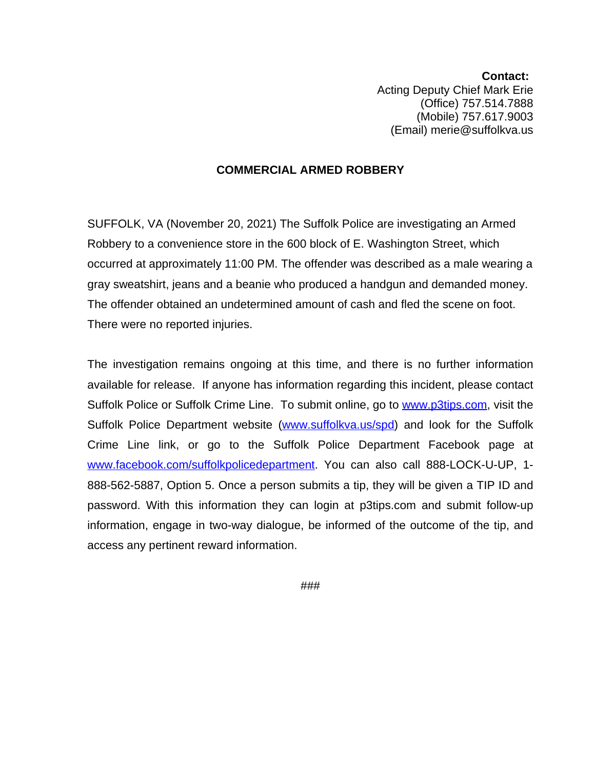**Contact:**
Acting Deputy Chief Mark Erie
(Office) 757.514.7888
(Mobile) 757.617.9003
(Email) merie@suffolkva.us

## COMMERCIAL ARMED ROBBERY

SUFFOLK, VA (November 20, 2021) The Suffolk Police are investigating an Armed Robbery to a convenience store in the 600 block of E. Washington Street, which occurred at approximately 11:00 PM. The offender was described as a male wearing a gray sweatshirt, jeans and a beanie who produced a handgun and demanded money. The offender obtained an undetermined amount of cash and fled the scene on foot. There were no reported injuries.

The investigation remains ongoing at this time, and there is no further information available for release. If anyone has information regarding this incident, please contact Suffolk Police or Suffolk Crime Line. To submit online, go to [www.p3tips.com](http://www.p3tips.com), visit the Suffolk Police Department website ([www.suffolkva.us/spd](http://www.suffolkva.us/spd)) and look for the Suffolk Crime Line link, or go to the Suffolk Police Department Facebook page at [www.facebook.com/suffolkpolicedepartment](http://www.facebook.com/suffolkpolicedepartment). You can also call 888-LOCK-U-UP, 1-888-562-5887, Option 5. Once a person submits a tip, they will be given a TIP ID and password. With this information they can login at p3tips.com and submit follow-up information, engage in two-way dialogue, be informed of the outcome of the tip, and access any pertinent reward information.

###